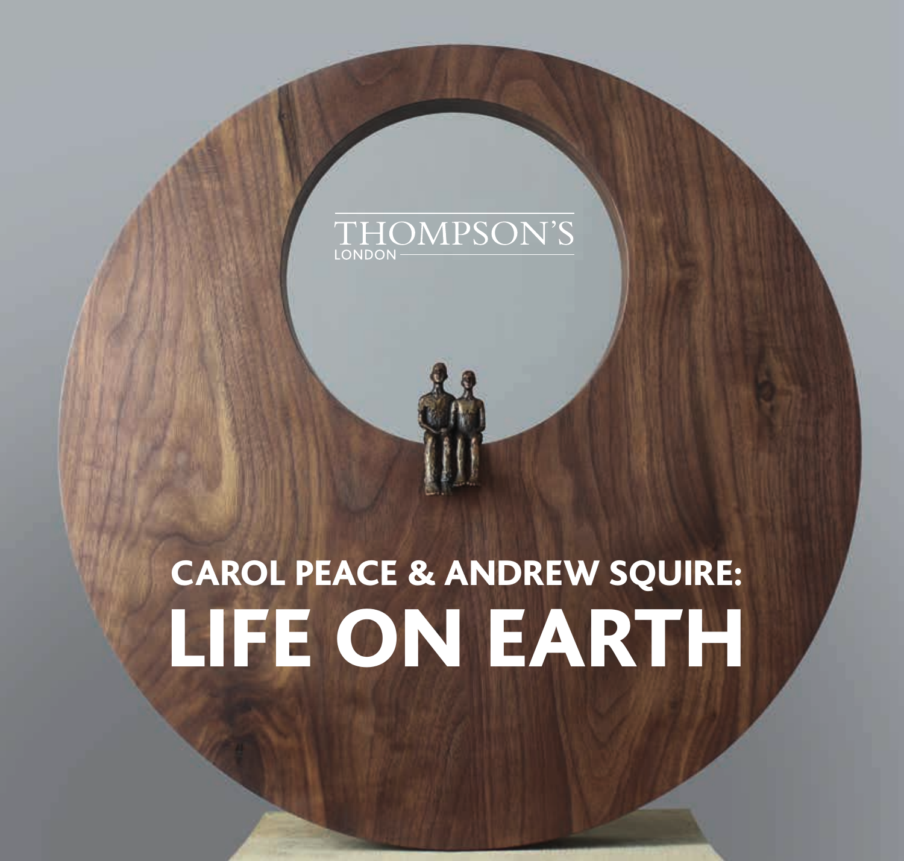THOMPSON'S
LONDON

# CAROL PEACE & ANDREW SQUIRE:

# LIFE ON EARTH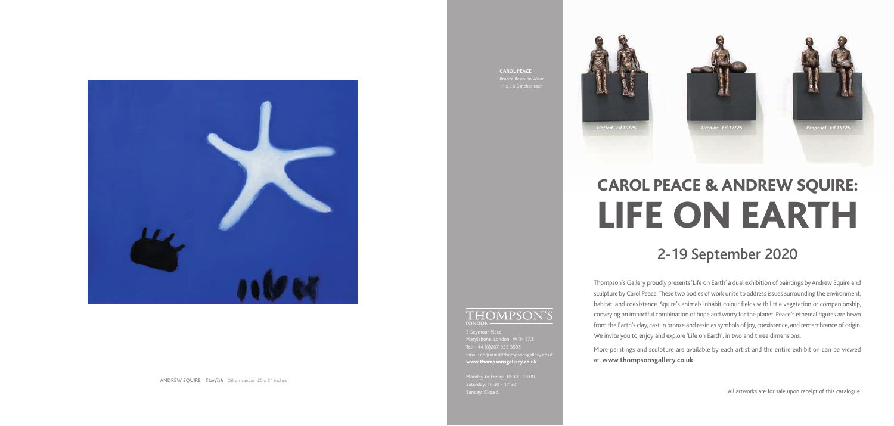**ANDREW SQUIRE** *Starfish* Oil on canvas 20 x 24 inches

**CAROL PEACE**
Bronze Resin on Wood
11 x 9 x 5 inches each

*Hefted, Ed 19/25*

*Urchins, Ed 17/25*

*Proposal, Ed 15/25*

THOMPSON'S
LONDON

3 Seymour Place,
Marylebone, London. W1H 5AZ
Tel: +44 (0)207 935 3595
Email: enquiries@thompsonsgallery.co.uk
**www.thompsonsgallery.co.uk**

Monday to Friday: 10:00 - 18:00
Saturday: 10:30 - 17:30
Sunday: Closed

# CAROL PEACE & ANDREW SQUIRE: LIFE ON EARTH

## 2-19 September 2020

Thompson's Gallery proudly presents 'Life on Earth' a dual exhibition of paintings by Andrew Squire and sculpture by Carol Peace. These two bodies of work unite to address issues surrounding the environment, habitat, and coexistence. Squire's animals inhabit colour fields with little vegetation or companionship, conveying an impactful combination of hope and worry for the planet. Peace's ethereal figures are hewn from the Earth's clay, cast in bronze and resin as symbols of joy, coexistence, and remembrance of origin. We invite you to enjoy and explore 'Life on Earth', in two and three dimensions.

More paintings and sculpture are available by each artist and the entire exhibition can be viewed at, **www.thompsonsgallery.co.uk**

All artworks are for sale upon receipt of this catalogue.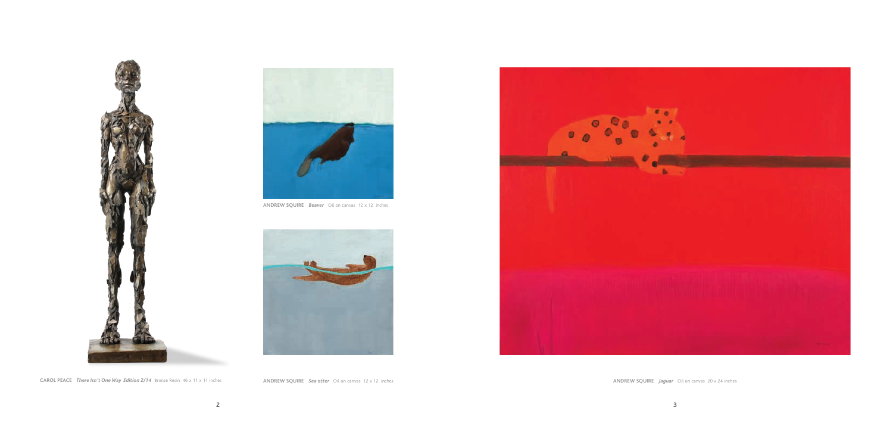**CAROL PEACE** *There Isn't One Way Edition 2/14* Bronze Resin 46 x 11 x 11 inches

**ANDREW SQUIRE** *Beaver* Oil on canvas 12 x 12 inches

**ANDREW SQUIRE** *Sea otter* Oil on canvas 12 x 12 inches

**ANDREW SQUIRE** *Jaguar* Oil on canvas 20 x 24 inches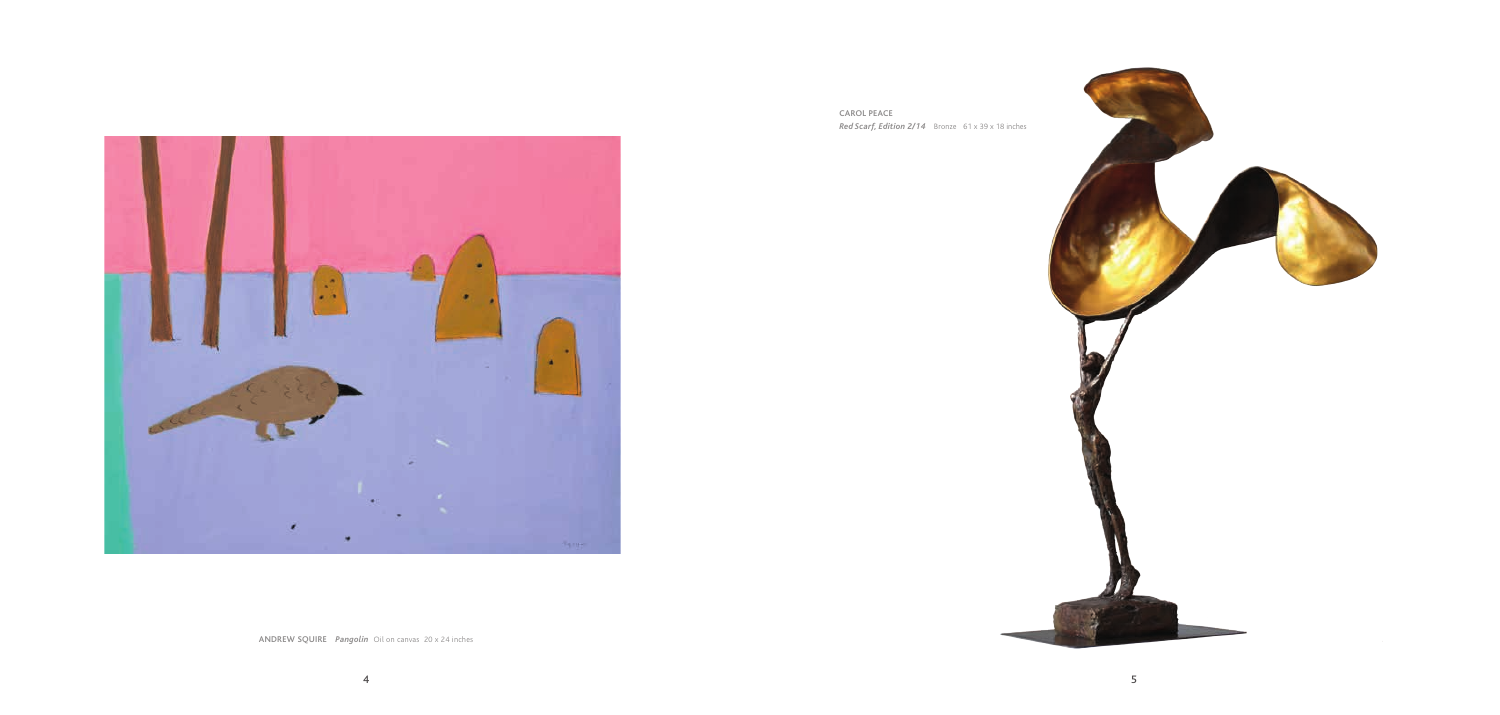**CAROL PEACE**
***Red Scarf, Edition 2/14*** Bronze 61 x 39 x 18 inches

**ANDREW SQUIRE** ***Pangolin*** Oil on canvas 20 x 24 inches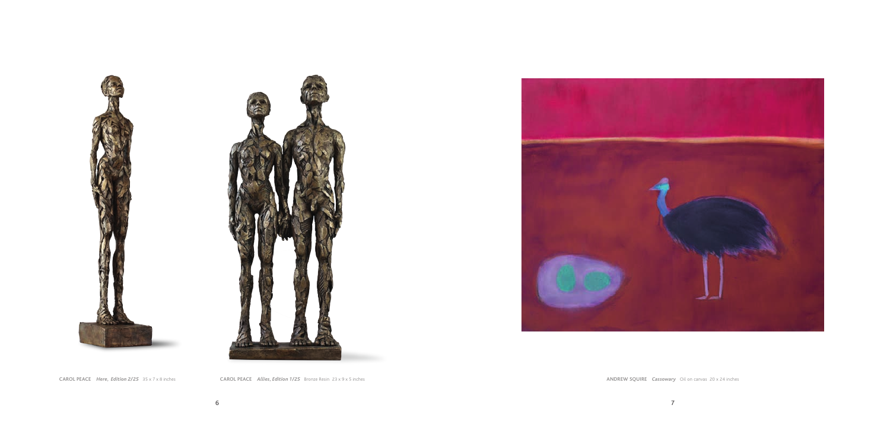**CAROL PEACE** *Here, Edition 2/25* 35 x 7 x 8 inches

**CAROL PEACE** *Allies, Edition 1/25* Bronze Resin 23 x 9 x 5 inches

**ANDREW SQUIRE** *Cassowary* Oil on canvas 20 x 24 inches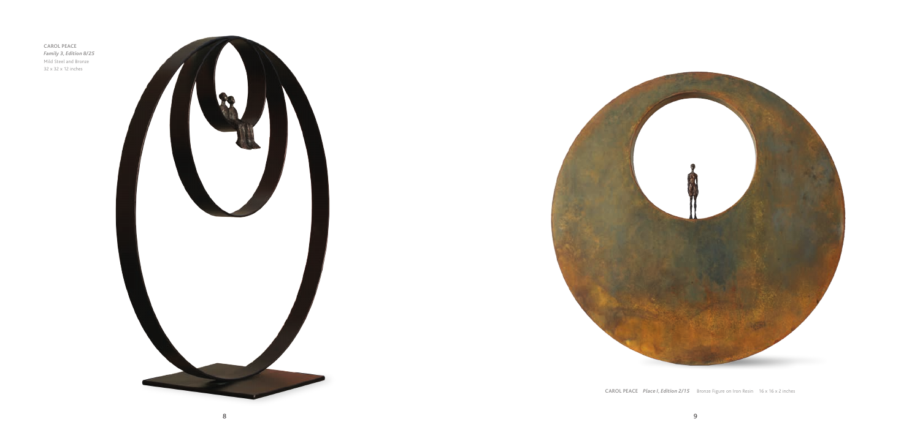CAROL PEACE
*Family 3, Edition 8/25*
Mild Steel and Bronze
32 x 32 x 12 inches

CAROL PEACE *Place I, Edition 2/15* Bronze Figure on Iron Resin 16 x 16 x 2 inches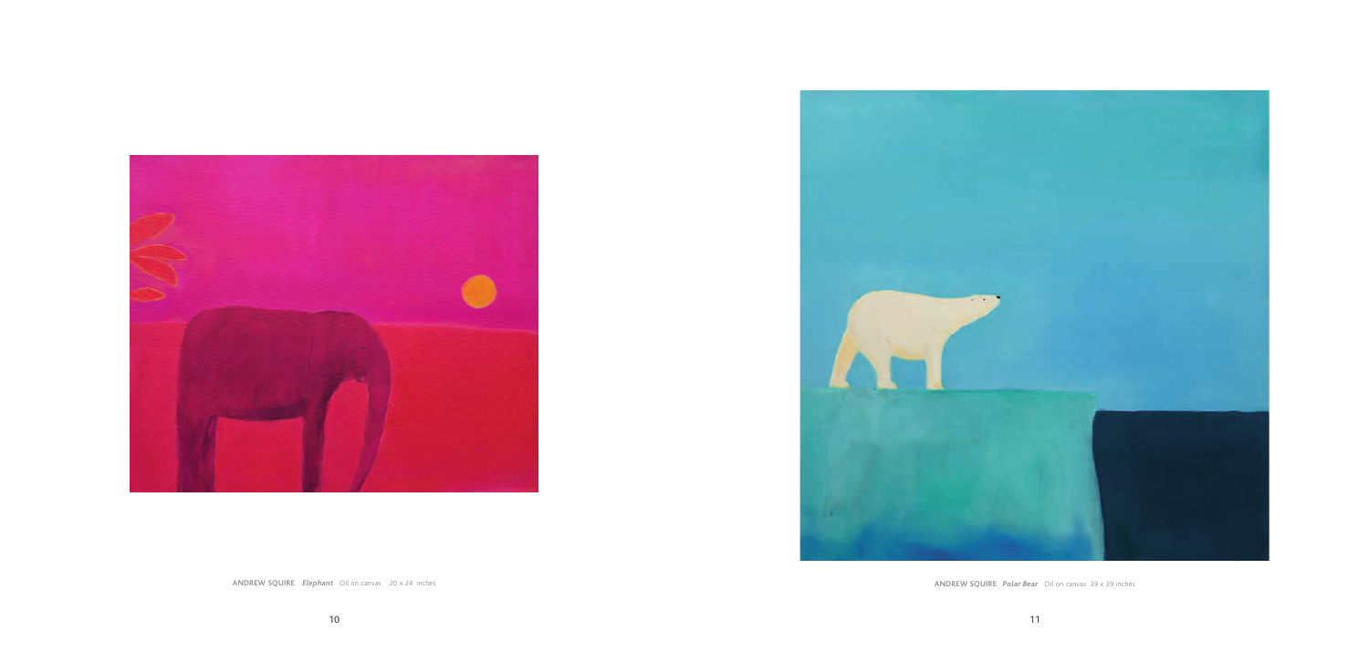**ANDREW SQUIRE** ***Elephant*** Oil on canvas 20 x 24 inches

**ANDREW SQUIRE** ***Polar Bear*** Oil on canvas 39 x 39 inches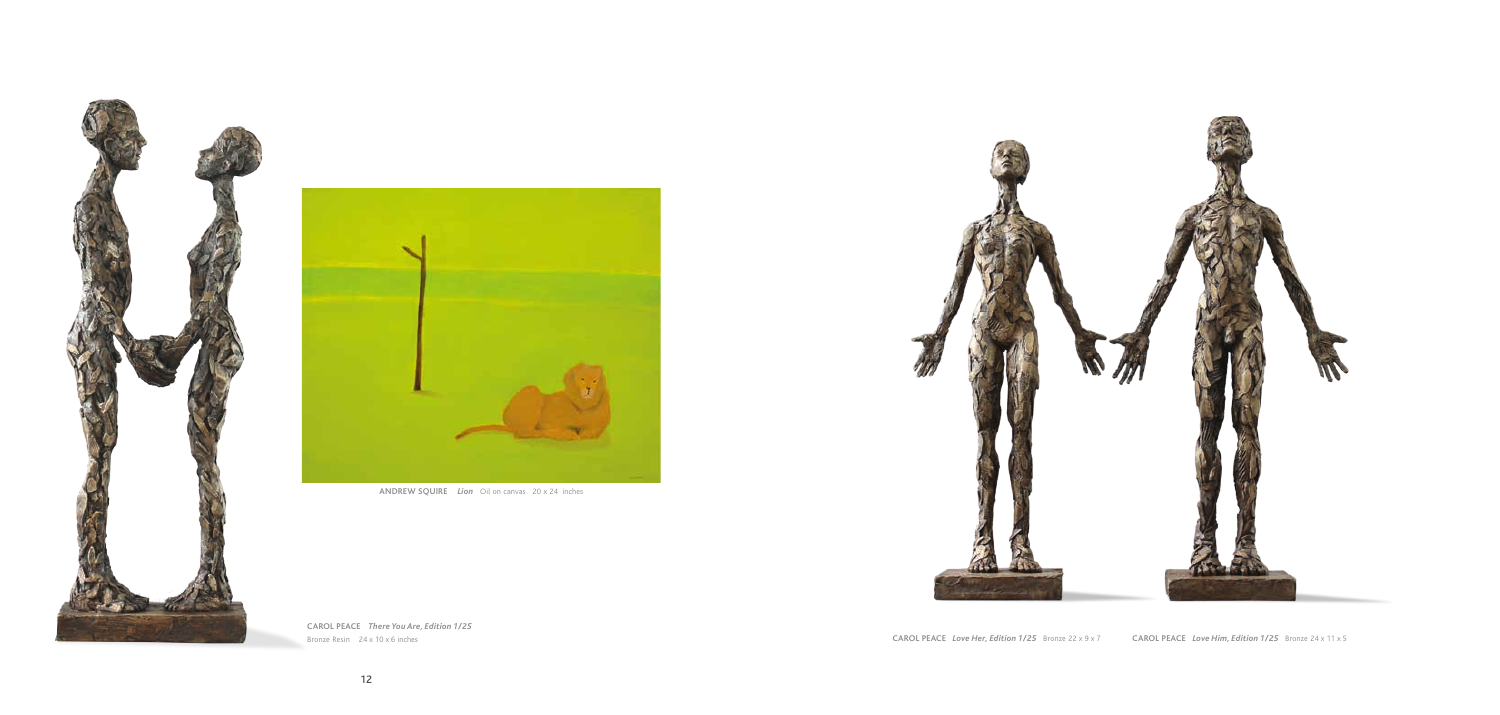**ANDREW SQUIRE** *Lion* Oil on canvas 20 x 24 inches

**CAROL PEACE** *There You Are, Edition 1/25*
Bronze Resin 24 x 10 x 6 inches

**CAROL PEACE** *Love Her, Edition 1/25* Bronze 22 x 9 x 7

**CAROL PEACE** *Love Him, Edition 1/25* Bronze 24 x 11 x 5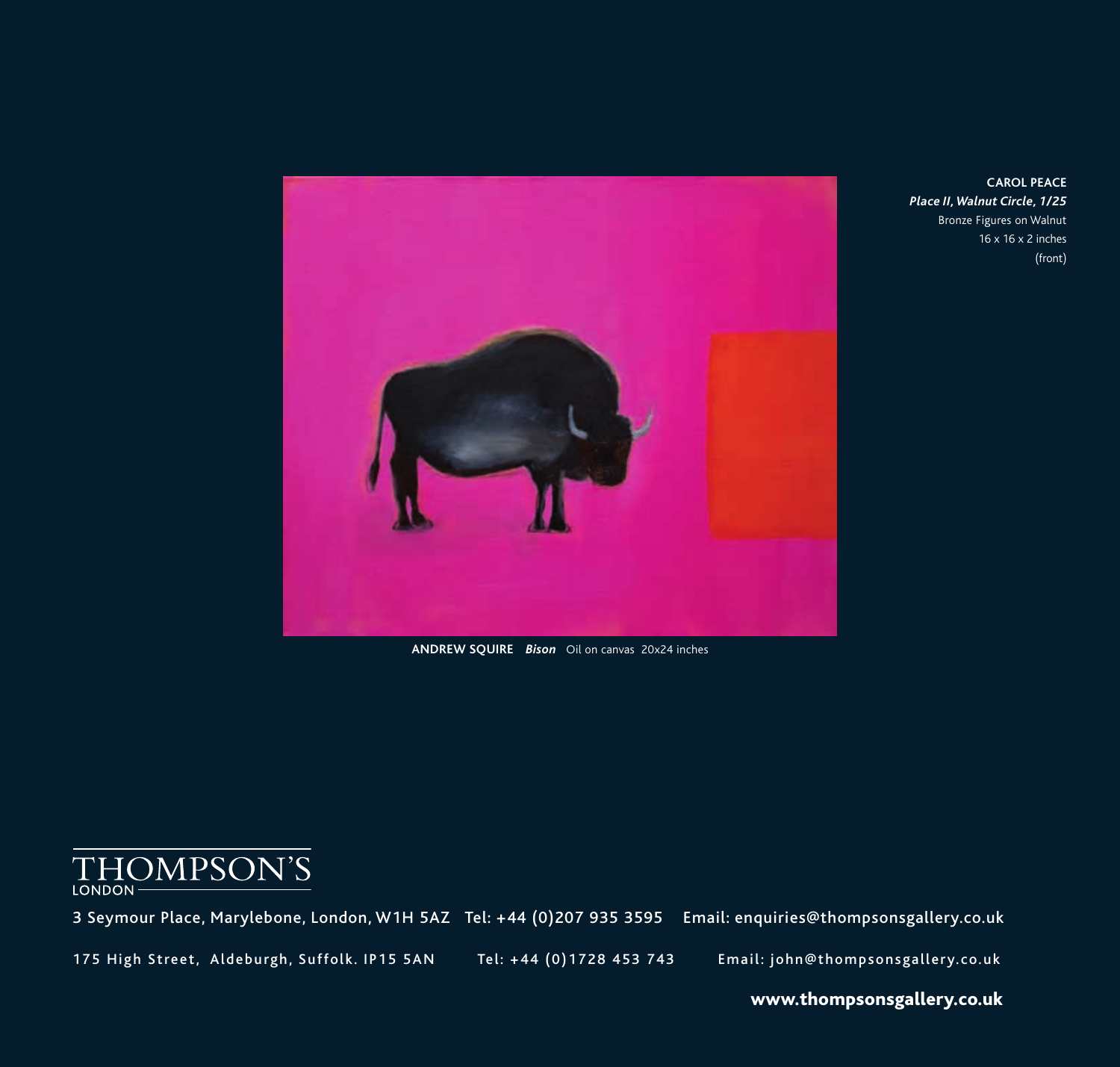**CAROL PEACE**
***Place II, Walnut Circle, 1/25***
Bronze Figures on Walnut
16 x 16 x 2 inches
(front)

**ANDREW SQUIRE** ***Bison*** Oil on canvas 20x24 inches

THOMPSON'S
LONDON

3 Seymour Place, Marylebone, London, W1H 5AZ Tel: +44 (0)207 935 3595 Email: enquiries@thompsonsgallery.co.uk

175 High Street, Aldeburgh, Suffolk. IP15 5AN Tel: +44 (0)1728 453 743 Email: john@thompsonsgallery.co.uk

**www.thompsonsgallery.co.uk**